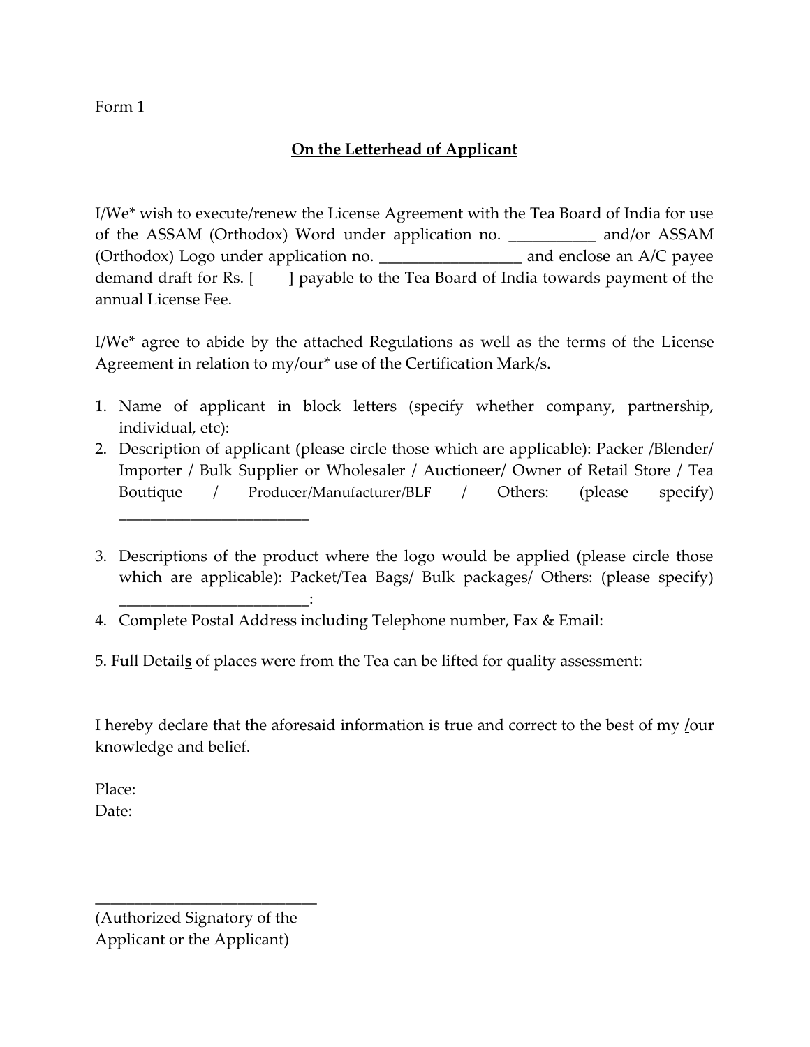Form 1

**On the Letterhead of Applicant**

I/We* wish to execute/renew the License Agreement with the Tea Board of India for use of the ASSAM (Orthodox) Word under application no. ___________ and/or ASSAM (Orthodox) Logo under application no. __________________ and enclose an A/C payee demand draft for Rs. [      ] payable to the Tea Board of India towards payment of the annual License Fee.

I/We* agree to abide by the attached Regulations as well as the terms of the License Agreement in relation to my/our* use of the Certification Mark/s.

1. Name of applicant in block letters (specify whether company, partnership, individual, etc):
2. Description of applicant (please circle those which are applicable): Packer /Blender/ Importer / Bulk Supplier or Wholesaler / Auctioneer/ Owner of Retail Store / Tea Boutique / Producer/Manufacturer/BLF / Others: (please specify) ________________________
3. Descriptions of the product where the logo would be applied (please circle those which are applicable): Packet/Tea Bags/ Bulk packages/ Others: (please specify) ________________________:
4. Complete Postal Address including Telephone number, Fax & Email:

5. Full Detail**s** of places were from the Tea can be lifted for quality assessment:

I hereby declare that the aforesaid information is true and correct to the best of my /our knowledge and belief.

Place:
Date:

___________________________
(Authorized Signatory of the Applicant or the Applicant)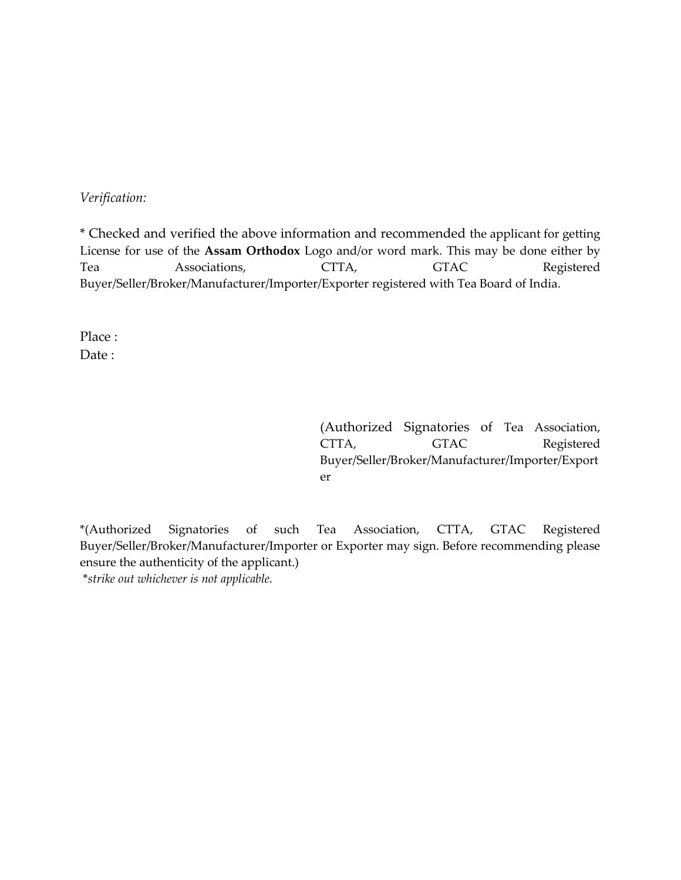*Verification:*

* Checked and verified the above information and recommended the applicant for getting License for use of the **Assam Orthodox** Logo and/or word mark. This may be done either by Tea Associations, CTTA, GTAC Registered Buyer/Seller/Broker/Manufacturer/Importer/Exporter registered with Tea Board of India.

Place :
Date :

(Authorized Signatories of Tea Association, CTTA, GTAC Registered Buyer/Seller/Broker/Manufacturer/Importer/Exporter

*(Authorized Signatories of such Tea Association, CTTA, GTAC Registered Buyer/Seller/Broker/Manufacturer/Importer or Exporter may sign. Before recommending please ensure the authenticity of the applicant.)

*\*strike out whichever is not applicable.*